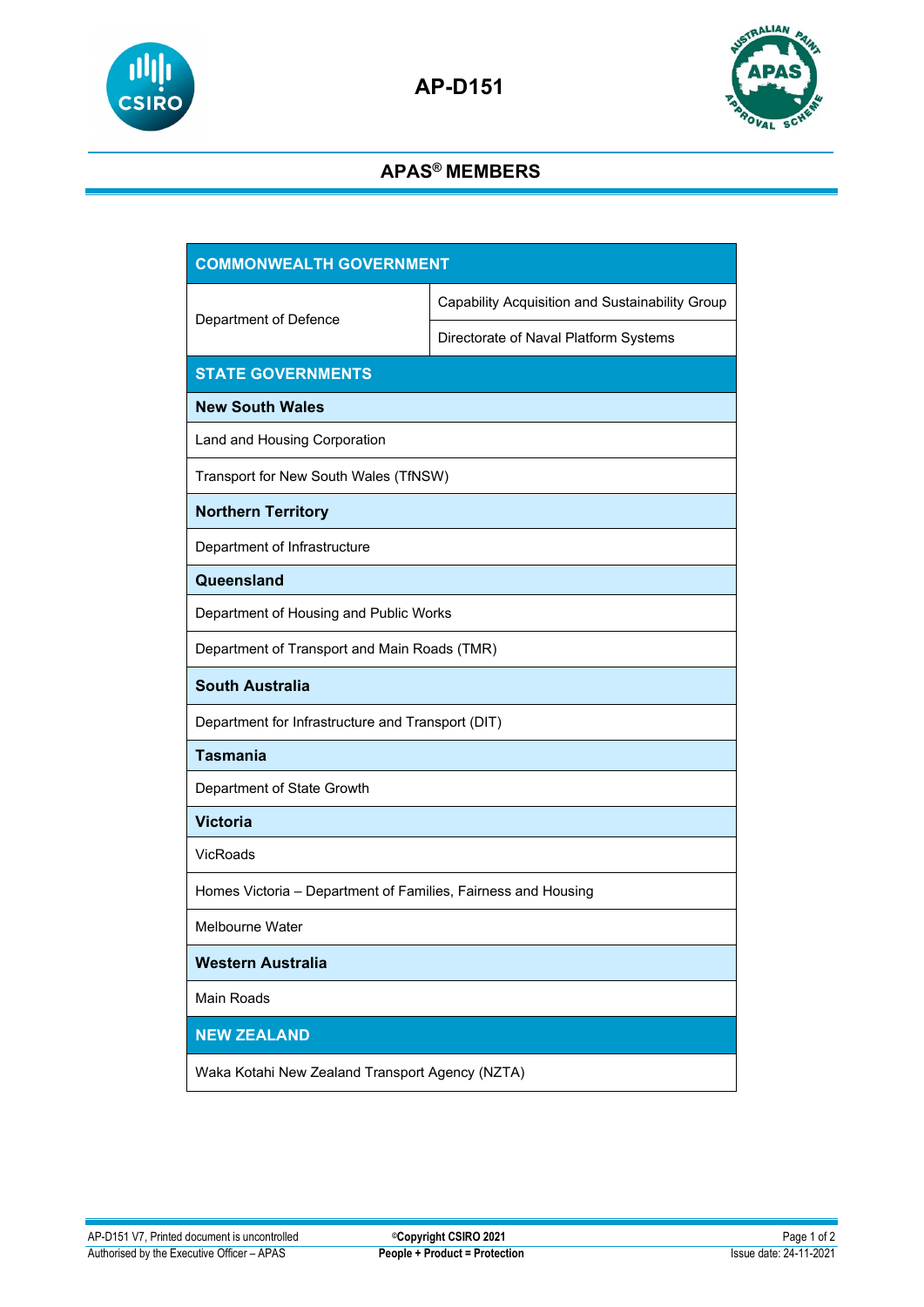# AP-D151

## APAS® MEMBERS

| COMMONWEALTH GOVERNMENT | |
|---|---|
| Department of Defence | Capability Acquisition and Sustainability Group |
| | Directorate of Naval Platform Systems |
| **STATE GOVERNMENTS** | |
| **New South Wales** | |
| Land and Housing Corporation | |
| Transport for New South Wales (TfNSW) | |
| **Northern Territory** | |
| Department of Infrastructure | |
| **Queensland** | |
| Department of Housing and Public Works | |
| Department of Transport and Main Roads (TMR) | |
| **South Australia** | |
| Department for Infrastructure and Transport (DIT) | |
| **Tasmania** | |
| Department of State Growth | |
| **Victoria** | |
| VicRoads | |
| Homes Victoria – Department of Families, Fairness and Housing | |
| Melbourne Water | |
| **Western Australia** | |
| Main Roads | |
| **NEW ZEALAND** | |
| Waka Kotahi New Zealand Transport Agency (NZTA) | |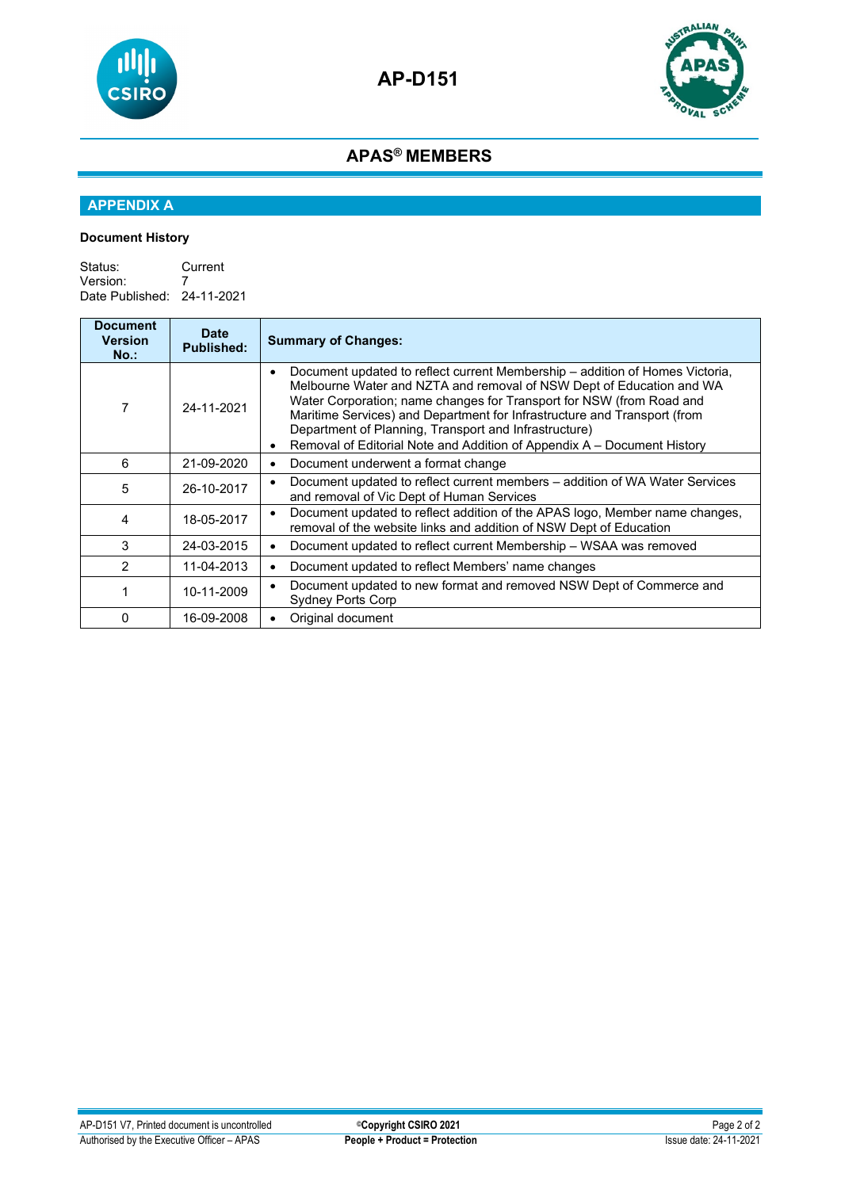# AP-D151

## APAS® MEMBERS

## APPENDIX A

**Document History**

Status: Current
Version: 7
Date Published: 24-11-2021

| Document Version No.: | Date Published: | Summary of Changes: |
|---|---|---|
| 7 | 24-11-2021 | • Document updated to reflect current Membership – addition of Homes Victoria, Melbourne Water and NZTA and removal of NSW Dept of Education and WA Water Corporation; name changes for Transport for NSW (from Road and Maritime Services) and Department for Infrastructure and Transport (from Department of Planning, Transport and Infrastructure) • Removal of Editorial Note and Addition of Appendix A – Document History |
| 6 | 21-09-2020 | • Document underwent a format change |
| 5 | 26-10-2017 | • Document updated to reflect current members – addition of WA Water Services and removal of Vic Dept of Human Services |
| 4 | 18-05-2017 | • Document updated to reflect addition of the APAS logo, Member name changes, removal of the website links and addition of NSW Dept of Education |
| 3 | 24-03-2015 | • Document updated to reflect current Membership – WSAA was removed |
| 2 | 11-04-2013 | • Document updated to reflect Members' name changes |
| 1 | 10-11-2009 | • Document updated to new format and removed NSW Dept of Commerce and Sydney Ports Corp |
| 0 | 16-09-2008 | • Original document |